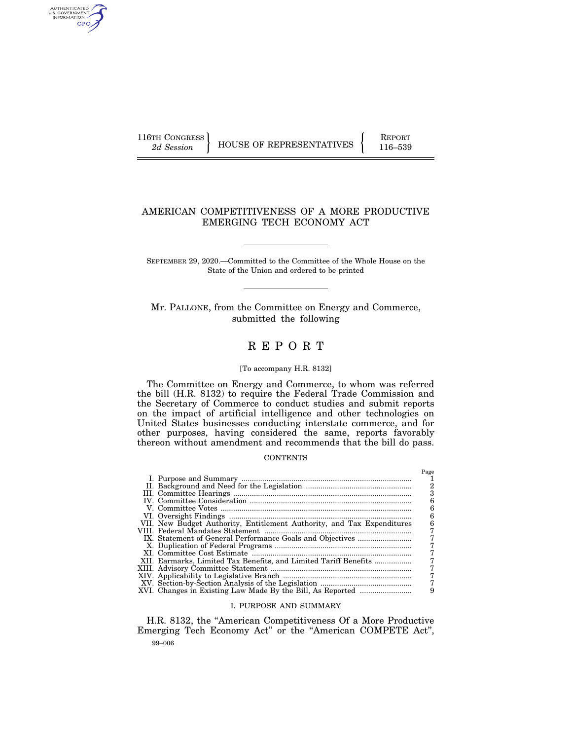116TH CONGRESS
*2d Session*

HOUSE OF REPRESENTATIVES

REPORT
116–539

# AMERICAN COMPETITIVENESS OF A MORE PRODUCTIVE EMERGING TECH ECONOMY ACT

SEPTEMBER 29, 2020.—Committed to the Committee of the Whole House on the State of the Union and ordered to be printed

Mr. PALLONE, from the Committee on Energy and Commerce, submitted the following

## R E P O R T

[To accompany H.R. 8132]

The Committee on Energy and Commerce, to whom was referred the bill (H.R. 8132) to require the Federal Trade Commission and the Secretary of Commerce to conduct studies and submit reports on the impact of artificial intelligence and other technologies on United States businesses conducting interstate commerce, and for other purposes, having considered the same, reports favorably thereon without amendment and recommends that the bill do pass.

CONTENTS

| | Page |
|---|---|
| I. Purpose and Summary | 1 |
| II. Background and Need for the Legislation | 2 |
| III. Committee Hearings | 3 |
| IV. Committee Consideration | 6 |
| V. Committee Votes | 6 |
| VI. Oversight Findings | 6 |
| VII. New Budget Authority, Entitlement Authority, and Tax Expenditures | 6 |
| VIII. Federal Mandates Statement | 7 |
| IX. Statement of General Performance Goals and Objectives | 7 |
| X. Duplication of Federal Programs | 7 |
| XI. Committee Cost Estimate | 7 |
| XII. Earmarks, Limited Tax Benefits, and Limited Tariff Benefits | 7 |
| XIII. Advisory Committee Statement | 7 |
| XIV. Applicability to Legislative Branch | 7 |
| XV. Section-by-Section Analysis of the Legislation | 7 |
| XVI. Changes in Existing Law Made By the Bill, As Reported | 9 |

### I. PURPOSE AND SUMMARY

H.R. 8132, the "American Competitiveness Of a More Productive Emerging Tech Economy Act" or the "American COMPETE Act",

99–006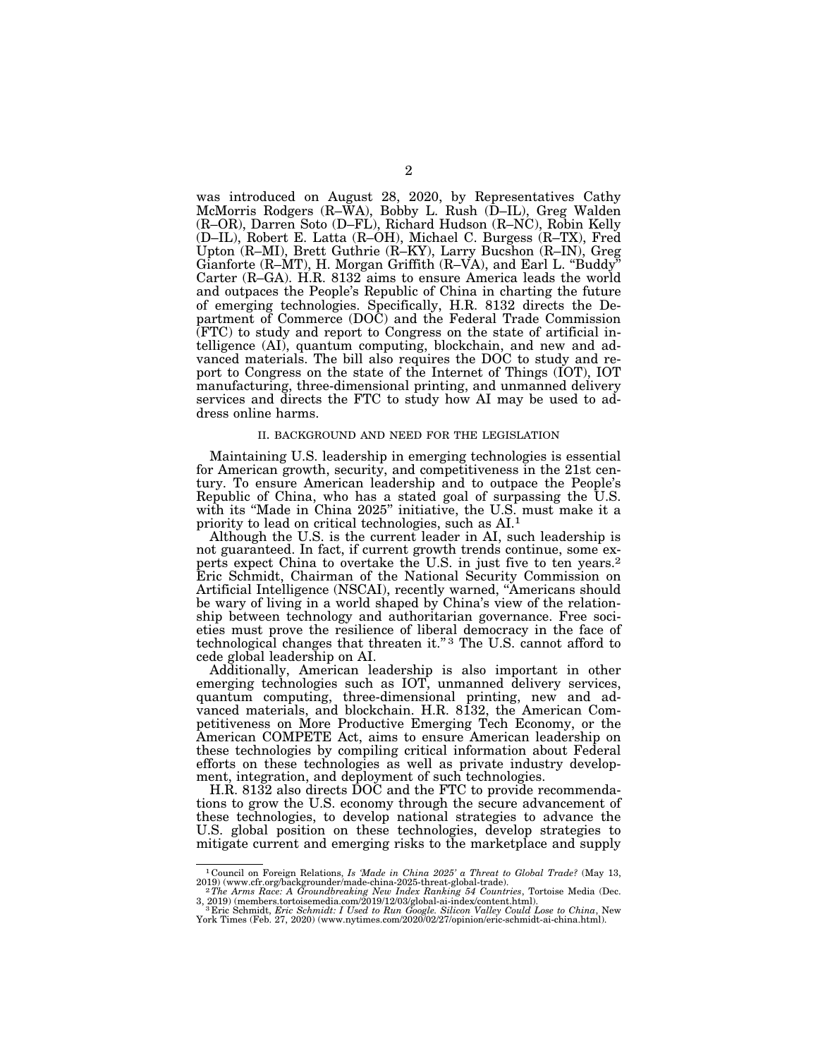was introduced on August 28, 2020, by Representatives Cathy McMorris Rodgers (R–WA), Bobby L. Rush (D–IL), Greg Walden (R–OR), Darren Soto (D–FL), Richard Hudson (R–NC), Robin Kelly (D–IL), Robert E. Latta (R–OH), Michael C. Burgess (R–TX), Fred Upton (R–MI), Brett Guthrie (R–KY), Larry Bucshon (R–IN), Greg Gianforte (R–MT), H. Morgan Griffith (R–VA), and Earl L. "Buddy" Carter (R–GA). H.R. 8132 aims to ensure America leads the world and outpaces the People's Republic of China in charting the future of emerging technologies. Specifically, H.R. 8132 directs the Department of Commerce (DOC) and the Federal Trade Commission (FTC) to study and report to Congress on the state of artificial intelligence (AI), quantum computing, blockchain, and new and advanced materials. The bill also requires the DOC to study and report to Congress on the state of the Internet of Things (IOT), IOT manufacturing, three-dimensional printing, and unmanned delivery services and directs the FTC to study how AI may be used to address online harms.

## II. BACKGROUND AND NEED FOR THE LEGISLATION

Maintaining U.S. leadership in emerging technologies is essential for American growth, security, and competitiveness in the 21st century. To ensure American leadership and to outpace the People's Republic of China, who has a stated goal of surpassing the U.S. with its "Made in China 2025" initiative, the U.S. must make it a priority to lead on critical technologies, such as AI.[1]

Although the U.S. is the current leader in AI, such leadership is not guaranteed. In fact, if current growth trends continue, some experts expect China to overtake the U.S. in just five to ten years.[2] Eric Schmidt, Chairman of the National Security Commission on Artificial Intelligence (NSCAI), recently warned, "Americans should be wary of living in a world shaped by China's view of the relationship between technology and authoritarian governance. Free societies must prove the resilience of liberal democracy in the face of technological changes that threaten it."[3] The U.S. cannot afford to cede global leadership on AI.

Additionally, American leadership is also important in other emerging technologies such as IOT, unmanned delivery services, quantum computing, three-dimensional printing, new and advanced materials, and blockchain. H.R. 8132, the American Competitiveness on More Productive Emerging Tech Economy, or the American COMPETE Act, aims to ensure American leadership on these technologies by compiling critical information about Federal efforts on these technologies as well as private industry development, integration, and deployment of such technologies.

H.R. 8132 also directs DOC and the FTC to provide recommendations to grow the U.S. economy through the secure advancement of these technologies, to develop national strategies to advance the U.S. global position on these technologies, develop strategies to mitigate current and emerging risks to the marketplace and supply

---

[1] Council on Foreign Relations, *Is 'Made in China 2025' a Threat to Global Trade?* (May 13, 2019) (www.cfr.org/backgrounder/made-china-2025-threat-global-trade).

[2] *The Arms Race: A Groundbreaking New Index Ranking 54 Countries*, Tortoise Media (Dec. 3, 2019) (members.tortoisemedia.com/2019/12/03/global-ai-index/content.html).

[3] Eric Schmidt, *Eric Schmidt: I Used to Run Google. Silicon Valley Could Lose to China*, New York Times (Feb. 27, 2020) (www.nytimes.com/2020/02/27/opinion/eric-schmidt-ai-china.html).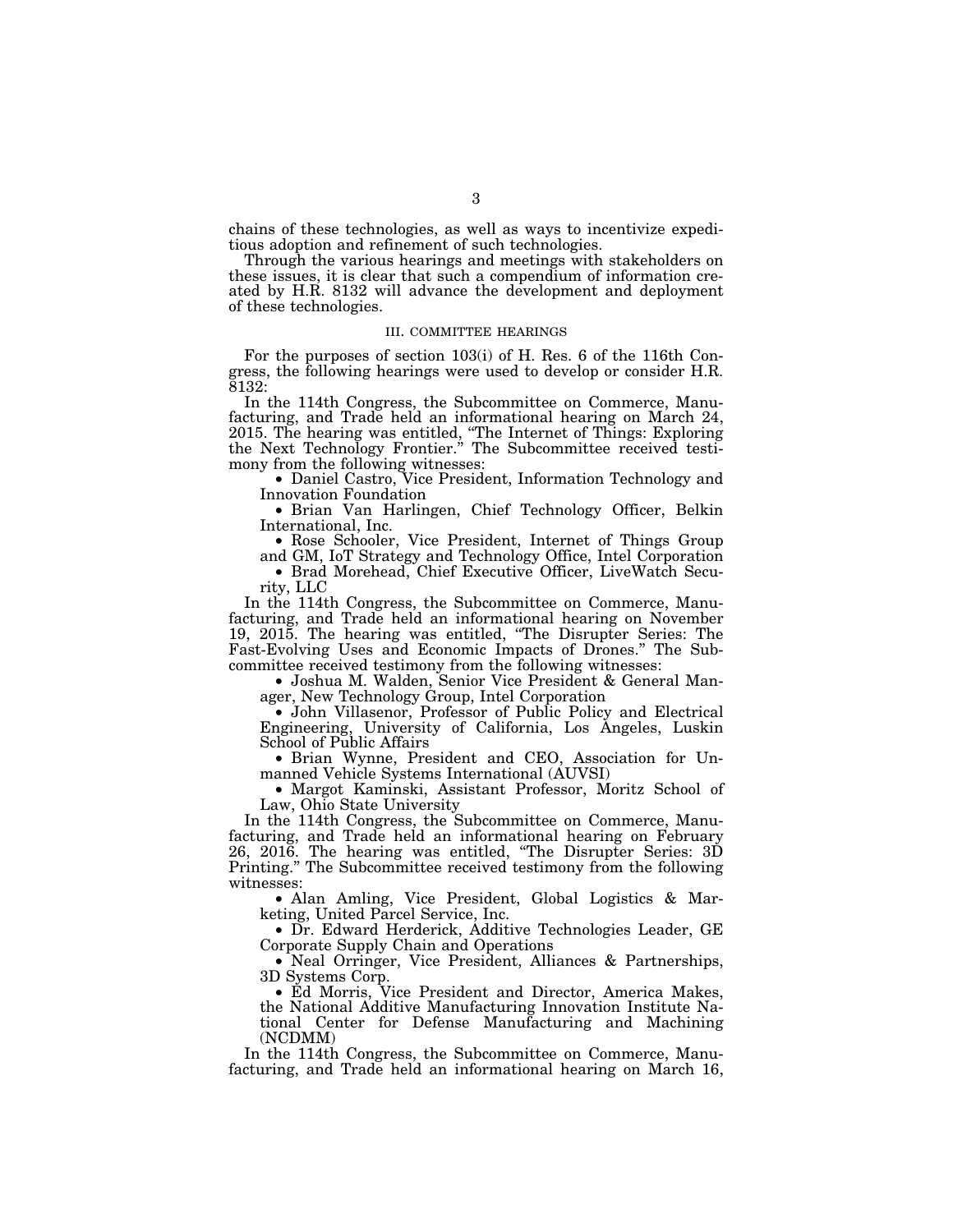chains of these technologies, as well as ways to incentivize expeditious adoption and refinement of such technologies.

Through the various hearings and meetings with stakeholders on these issues, it is clear that such a compendium of information created by H.R. 8132 will advance the development and deployment of these technologies.

## III. COMMITTEE HEARINGS

For the purposes of section 103(i) of H. Res. 6 of the 116th Congress, the following hearings were used to develop or consider H.R. 8132:

In the 114th Congress, the Subcommittee on Commerce, Manufacturing, and Trade held an informational hearing on March 24, 2015. The hearing was entitled, "The Internet of Things: Exploring the Next Technology Frontier." The Subcommittee received testimony from the following witnesses:

- Daniel Castro, Vice President, Information Technology and Innovation Foundation
- Brian Van Harlingen, Chief Technology Officer, Belkin International, Inc.
- Rose Schooler, Vice President, Internet of Things Group and GM, IoT Strategy and Technology Office, Intel Corporation
- Brad Morehead, Chief Executive Officer, LiveWatch Security, LLC

In the 114th Congress, the Subcommittee on Commerce, Manufacturing, and Trade held an informational hearing on November 19, 2015. The hearing was entitled, "The Disrupter Series: The Fast-Evolving Uses and Economic Impacts of Drones." The Subcommittee received testimony from the following witnesses:

- Joshua M. Walden, Senior Vice President & General Manager, New Technology Group, Intel Corporation
- John Villasenor, Professor of Public Policy and Electrical Engineering, University of California, Los Angeles, Luskin School of Public Affairs
- Brian Wynne, President and CEO, Association for Unmanned Vehicle Systems International (AUVSI)
- Margot Kaminski, Assistant Professor, Moritz School of Law, Ohio State University

In the 114th Congress, the Subcommittee on Commerce, Manufacturing, and Trade held an informational hearing on February 26, 2016. The hearing was entitled, "The Disrupter Series: 3D Printing." The Subcommittee received testimony from the following witnesses:

- Alan Amling, Vice President, Global Logistics & Marketing, United Parcel Service, Inc.
- Dr. Edward Herderick, Additive Technologies Leader, GE Corporate Supply Chain and Operations
- Neal Orringer, Vice President, Alliances & Partnerships, 3D Systems Corp.
- Ed Morris, Vice President and Director, America Makes, the National Additive Manufacturing Innovation Institute National Center for Defense Manufacturing and Machining (NCDMM)

In the 114th Congress, the Subcommittee on Commerce, Manufacturing, and Trade held an informational hearing on March 16,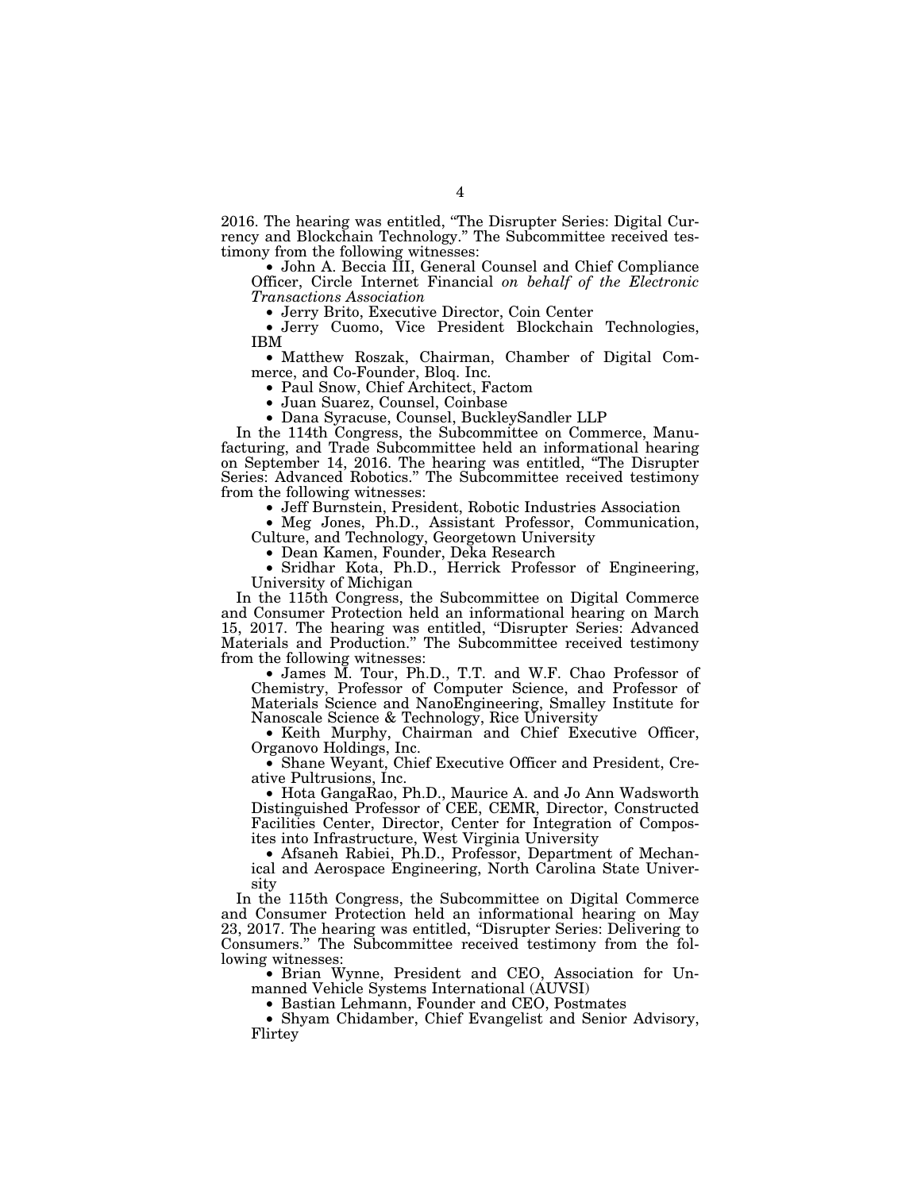2016. The hearing was entitled, "The Disrupter Series: Digital Currency and Blockchain Technology." The Subcommittee received testimony from the following witnesses:

- John A. Beccia III, General Counsel and Chief Compliance Officer, Circle Internet Financial *on behalf of the Electronic Transactions Association*
- Jerry Brito, Executive Director, Coin Center
- Jerry Cuomo, Vice President Blockchain Technologies, IBM
- Matthew Roszak, Chairman, Chamber of Digital Commerce, and Co-Founder, Bloq. Inc.
- Paul Snow, Chief Architect, Factom
- Juan Suarez, Counsel, Coinbase
- Dana Syracuse, Counsel, BuckleySandler LLP

In the 114th Congress, the Subcommittee on Commerce, Manufacturing, and Trade Subcommittee held an informational hearing on September 14, 2016. The hearing was entitled, "The Disrupter Series: Advanced Robotics." The Subcommittee received testimony from the following witnesses:

- Jeff Burnstein, President, Robotic Industries Association
- Meg Jones, Ph.D., Assistant Professor, Communication, Culture, and Technology, Georgetown University
- Dean Kamen, Founder, Deka Research
- Sridhar Kota, Ph.D., Herrick Professor of Engineering, University of Michigan

In the 115th Congress, the Subcommittee on Digital Commerce and Consumer Protection held an informational hearing on March 15, 2017. The hearing was entitled, "Disrupter Series: Advanced Materials and Production." The Subcommittee received testimony from the following witnesses:

- James M. Tour, Ph.D., T.T. and W.F. Chao Professor of Chemistry, Professor of Computer Science, and Professor of Materials Science and NanoEngineering, Smalley Institute for Nanoscale Science & Technology, Rice University
- Keith Murphy, Chairman and Chief Executive Officer, Organovo Holdings, Inc.
- Shane Weyant, Chief Executive Officer and President, Creative Pultrusions, Inc.
- Hota GangaRao, Ph.D., Maurice A. and Jo Ann Wadsworth Distinguished Professor of CEE, CEMR, Director, Constructed Facilities Center, Director, Center for Integration of Composites into Infrastructure, West Virginia University
- Afsaneh Rabiei, Ph.D., Professor, Department of Mechanical and Aerospace Engineering, North Carolina State University

In the 115th Congress, the Subcommittee on Digital Commerce and Consumer Protection held an informational hearing on May 23, 2017. The hearing was entitled, "Disrupter Series: Delivering to Consumers." The Subcommittee received testimony from the following witnesses:

- Brian Wynne, President and CEO, Association for Unmanned Vehicle Systems International (AUVSI)
- Bastian Lehmann, Founder and CEO, Postmates
- Shyam Chidamber, Chief Evangelist and Senior Advisory, Flirtey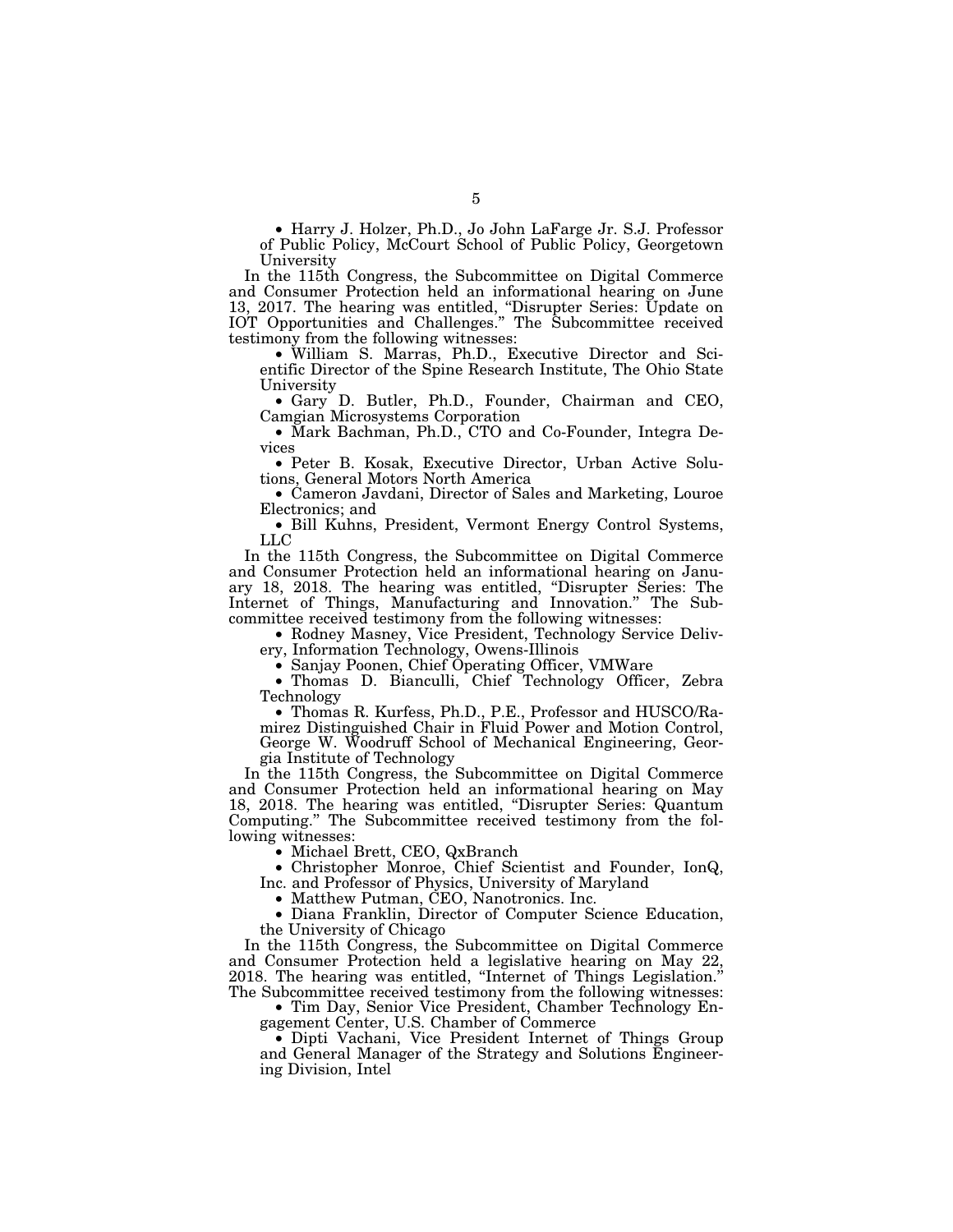- Harry J. Holzer, Ph.D., Jo John LaFarge Jr. S.J. Professor of Public Policy, McCourt School of Public Policy, Georgetown University

In the 115th Congress, the Subcommittee on Digital Commerce and Consumer Protection held an informational hearing on June 13, 2017. The hearing was entitled, "Disrupter Series: Update on IOT Opportunities and Challenges." The Subcommittee received testimony from the following witnesses:

- William S. Marras, Ph.D., Executive Director and Scientific Director of the Spine Research Institute, The Ohio State University
- Gary D. Butler, Ph.D., Founder, Chairman and CEO, Camgian Microsystems Corporation
- Mark Bachman, Ph.D., CTO and Co-Founder, Integra Devices
- Peter B. Kosak, Executive Director, Urban Active Solutions, General Motors North America
- Cameron Javdani, Director of Sales and Marketing, Louroe Electronics; and
- Bill Kuhns, President, Vermont Energy Control Systems, LLC

In the 115th Congress, the Subcommittee on Digital Commerce and Consumer Protection held an informational hearing on January 18, 2018. The hearing was entitled, "Disrupter Series: The Internet of Things, Manufacturing and Innovation." The Subcommittee received testimony from the following witnesses:

- Rodney Masney, Vice President, Technology Service Delivery, Information Technology, Owens-Illinois
- Sanjay Poonen, Chief Operating Officer, VMWare
- Thomas D. Bianculli, Chief Technology Officer, Zebra Technology
- Thomas R. Kurfess, Ph.D., P.E., Professor and HUSCO/Ramirez Distinguished Chair in Fluid Power and Motion Control, George W. Woodruff School of Mechanical Engineering, Georgia Institute of Technology

In the 115th Congress, the Subcommittee on Digital Commerce and Consumer Protection held an informational hearing on May 18, 2018. The hearing was entitled, "Disrupter Series: Quantum Computing." The Subcommittee received testimony from the following witnesses:

- Michael Brett, CEO, QxBranch
- Christopher Monroe, Chief Scientist and Founder, IonQ, Inc. and Professor of Physics, University of Maryland
- Matthew Putman, CEO, Nanotronics. Inc.
- Diana Franklin, Director of Computer Science Education, the University of Chicago

In the 115th Congress, the Subcommittee on Digital Commerce and Consumer Protection held a legislative hearing on May 22, 2018. The hearing was entitled, "Internet of Things Legislation." The Subcommittee received testimony from the following witnesses:

- Tim Day, Senior Vice President, Chamber Technology Engagement Center, U.S. Chamber of Commerce
- Dipti Vachani, Vice President Internet of Things Group and General Manager of the Strategy and Solutions Engineering Division, Intel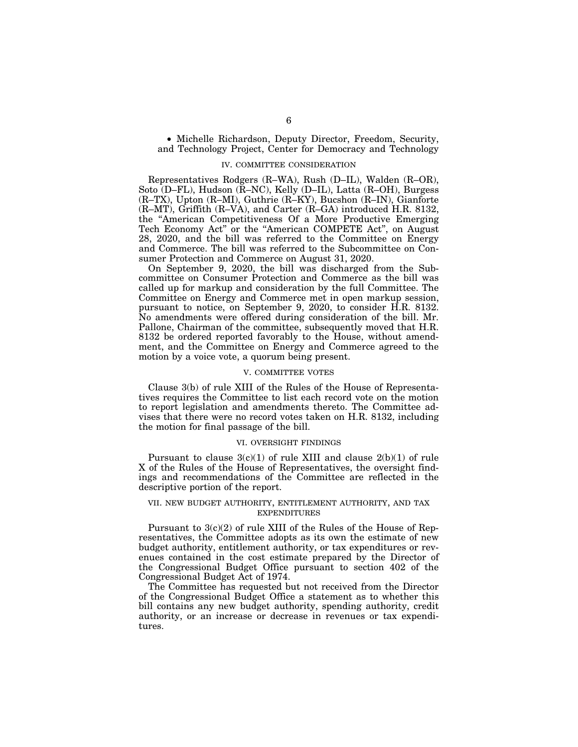- Michelle Richardson, Deputy Director, Freedom, Security, and Technology Project, Center for Democracy and Technology

## IV. COMMITTEE CONSIDERATION

Representatives Rodgers (R–WA), Rush (D–IL), Walden (R–OR), Soto (D–FL), Hudson (R–NC), Kelly (D–IL), Latta (R–OH), Burgess (R–TX), Upton (R–MI), Guthrie (R–KY), Bucshon (R–IN), Gianforte (R–MT), Griffith (R–VA), and Carter (R–GA) introduced H.R. 8132, the "American Competitiveness Of a More Productive Emerging Tech Economy Act" or the "American COMPETE Act", on August 28, 2020, and the bill was referred to the Committee on Energy and Commerce. The bill was referred to the Subcommittee on Consumer Protection and Commerce on August 31, 2020.

On September 9, 2020, the bill was discharged from the Subcommittee on Consumer Protection and Commerce as the bill was called up for markup and consideration by the full Committee. The Committee on Energy and Commerce met in open markup session, pursuant to notice, on September 9, 2020, to consider H.R. 8132. No amendments were offered during consideration of the bill. Mr. Pallone, Chairman of the committee, subsequently moved that H.R. 8132 be ordered reported favorably to the House, without amendment, and the Committee on Energy and Commerce agreed to the motion by a voice vote, a quorum being present.

## V. COMMITTEE VOTES

Clause 3(b) of rule XIII of the Rules of the House of Representatives requires the Committee to list each record vote on the motion to report legislation and amendments thereto. The Committee advises that there were no record votes taken on H.R. 8132, including the motion for final passage of the bill.

## VI. OVERSIGHT FINDINGS

Pursuant to clause 3(c)(1) of rule XIII and clause 2(b)(1) of rule X of the Rules of the House of Representatives, the oversight findings and recommendations of the Committee are reflected in the descriptive portion of the report.

## VII. NEW BUDGET AUTHORITY, ENTITLEMENT AUTHORITY, AND TAX EXPENDITURES

Pursuant to 3(c)(2) of rule XIII of the Rules of the House of Representatives, the Committee adopts as its own the estimate of new budget authority, entitlement authority, or tax expenditures or revenues contained in the cost estimate prepared by the Director of the Congressional Budget Office pursuant to section 402 of the Congressional Budget Act of 1974.

The Committee has requested but not received from the Director of the Congressional Budget Office a statement as to whether this bill contains any new budget authority, spending authority, credit authority, or an increase or decrease in revenues or tax expenditures.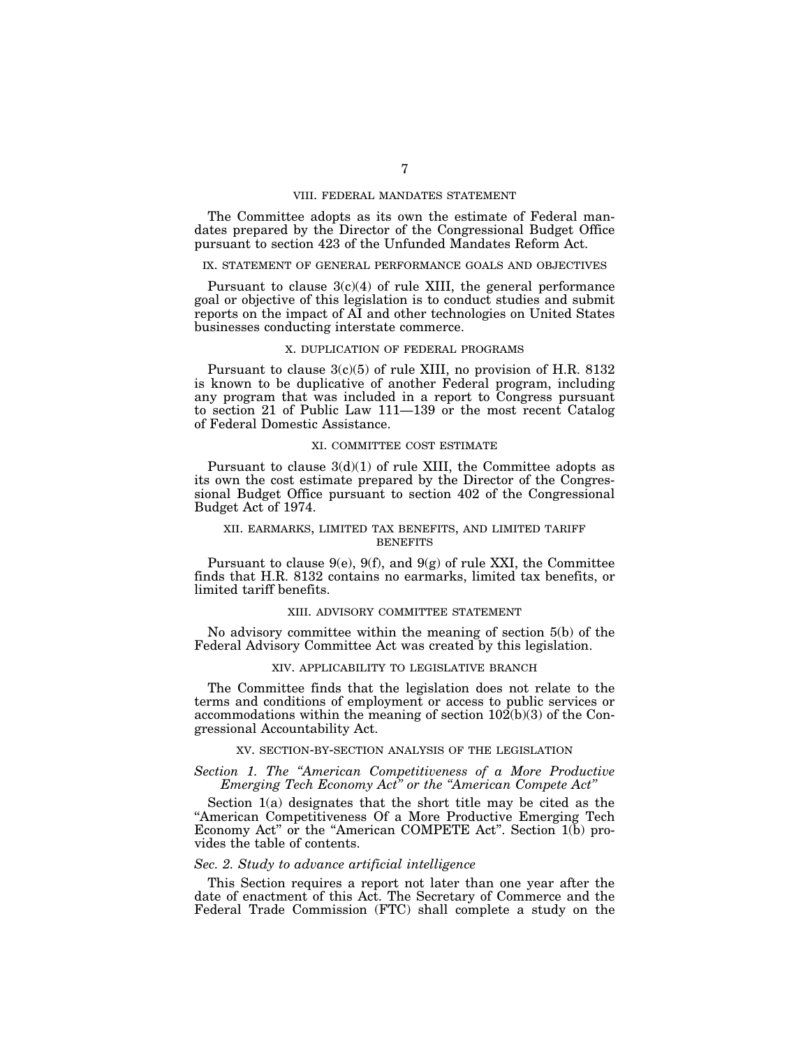## VIII. FEDERAL MANDATES STATEMENT

The Committee adopts as its own the estimate of Federal mandates prepared by the Director of the Congressional Budget Office pursuant to section 423 of the Unfunded Mandates Reform Act.

## IX. STATEMENT OF GENERAL PERFORMANCE GOALS AND OBJECTIVES

Pursuant to clause 3(c)(4) of rule XIII, the general performance goal or objective of this legislation is to conduct studies and submit reports on the impact of AI and other technologies on United States businesses conducting interstate commerce.

## X. DUPLICATION OF FEDERAL PROGRAMS

Pursuant to clause 3(c)(5) of rule XIII, no provision of H.R. 8132 is known to be duplicative of another Federal program, including any program that was included in a report to Congress pursuant to section 21 of Public Law 111—139 or the most recent Catalog of Federal Domestic Assistance.

## XI. COMMITTEE COST ESTIMATE

Pursuant to clause 3(d)(1) of rule XIII, the Committee adopts as its own the cost estimate prepared by the Director of the Congressional Budget Office pursuant to section 402 of the Congressional Budget Act of 1974.

## XII. EARMARKS, LIMITED TAX BENEFITS, AND LIMITED TARIFF BENEFITS

Pursuant to clause 9(e), 9(f), and 9(g) of rule XXI, the Committee finds that H.R. 8132 contains no earmarks, limited tax benefits, or limited tariff benefits.

## XIII. ADVISORY COMMITTEE STATEMENT

No advisory committee within the meaning of section 5(b) of the Federal Advisory Committee Act was created by this legislation.

## XIV. APPLICABILITY TO LEGISLATIVE BRANCH

The Committee finds that the legislation does not relate to the terms and conditions of employment or access to public services or accommodations within the meaning of section 102(b)(3) of the Congressional Accountability Act.

## XV. SECTION-BY-SECTION ANALYSIS OF THE LEGISLATION

### *Section 1. The "American Competitiveness of a More Productive Emerging Tech Economy Act" or the "American Compete Act"*

Section 1(a) designates that the short title may be cited as the "American Competitiveness Of a More Productive Emerging Tech Economy Act" or the "American COMPETE Act". Section 1(b) provides the table of contents.

### *Sec. 2. Study to advance artificial intelligence*

This Section requires a report not later than one year after the date of enactment of this Act. The Secretary of Commerce and the Federal Trade Commission (FTC) shall complete a study on the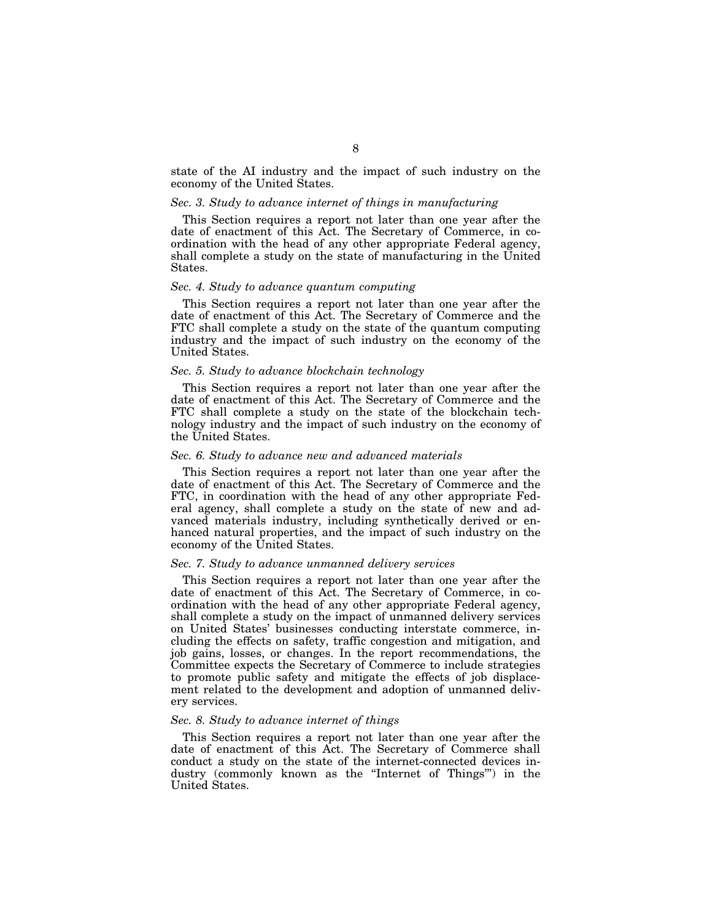state of the AI industry and the impact of such industry on the economy of the United States.

*Sec. 3. Study to advance internet of things in manufacturing*

This Section requires a report not later than one year after the date of enactment of this Act. The Secretary of Commerce, in coordination with the head of any other appropriate Federal agency, shall complete a study on the state of manufacturing in the United States.

*Sec. 4. Study to advance quantum computing*

This Section requires a report not later than one year after the date of enactment of this Act. The Secretary of Commerce and the FTC shall complete a study on the state of the quantum computing industry and the impact of such industry on the economy of the United States.

*Sec. 5. Study to advance blockchain technology*

This Section requires a report not later than one year after the date of enactment of this Act. The Secretary of Commerce and the FTC shall complete a study on the state of the blockchain technology industry and the impact of such industry on the economy of the United States.

*Sec. 6. Study to advance new and advanced materials*

This Section requires a report not later than one year after the date of enactment of this Act. The Secretary of Commerce and the FTC, in coordination with the head of any other appropriate Federal agency, shall complete a study on the state of new and advanced materials industry, including synthetically derived or enhanced natural properties, and the impact of such industry on the economy of the United States.

*Sec. 7. Study to advance unmanned delivery services*

This Section requires a report not later than one year after the date of enactment of this Act. The Secretary of Commerce, in coordination with the head of any other appropriate Federal agency, shall complete a study on the impact of unmanned delivery services on United States' businesses conducting interstate commerce, including the effects on safety, traffic congestion and mitigation, and job gains, losses, or changes. In the report recommendations, the Committee expects the Secretary of Commerce to include strategies to promote public safety and mitigate the effects of job displacement related to the development and adoption of unmanned delivery services.

*Sec. 8. Study to advance internet of things*

This Section requires a report not later than one year after the date of enactment of this Act. The Secretary of Commerce shall conduct a study on the state of the internet-connected devices industry (commonly known as the "Internet of Things"') in the United States.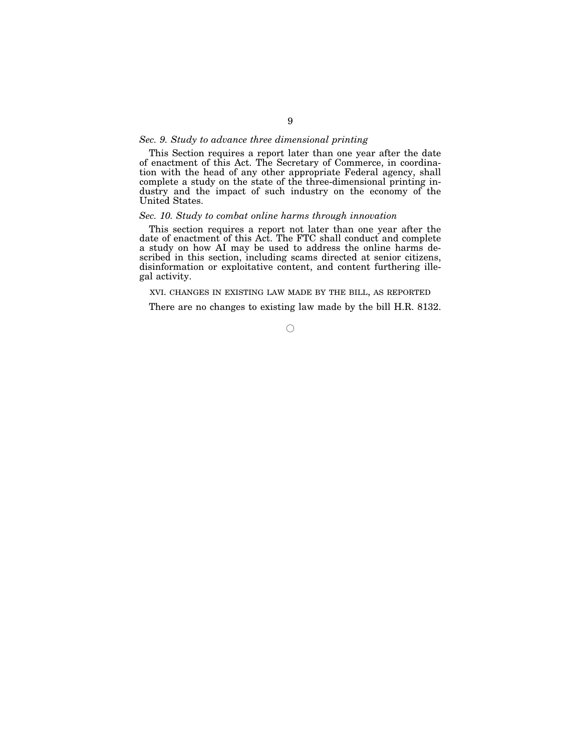*Sec. 9. Study to advance three dimensional printing*

This Section requires a report later than one year after the date of enactment of this Act. The Secretary of Commerce, in coordination with the head of any other appropriate Federal agency, shall complete a study on the state of the three-dimensional printing industry and the impact of such industry on the economy of the United States.

*Sec. 10. Study to combat online harms through innovation*

This section requires a report not later than one year after the date of enactment of this Act. The FTC shall conduct and complete a study on how AI may be used to address the online harms described in this section, including scams directed at senior citizens, disinformation or exploitative content, and content furthering illegal activity.

## XVI. CHANGES IN EXISTING LAW MADE BY THE BILL, AS REPORTED

There are no changes to existing law made by the bill H.R. 8132.